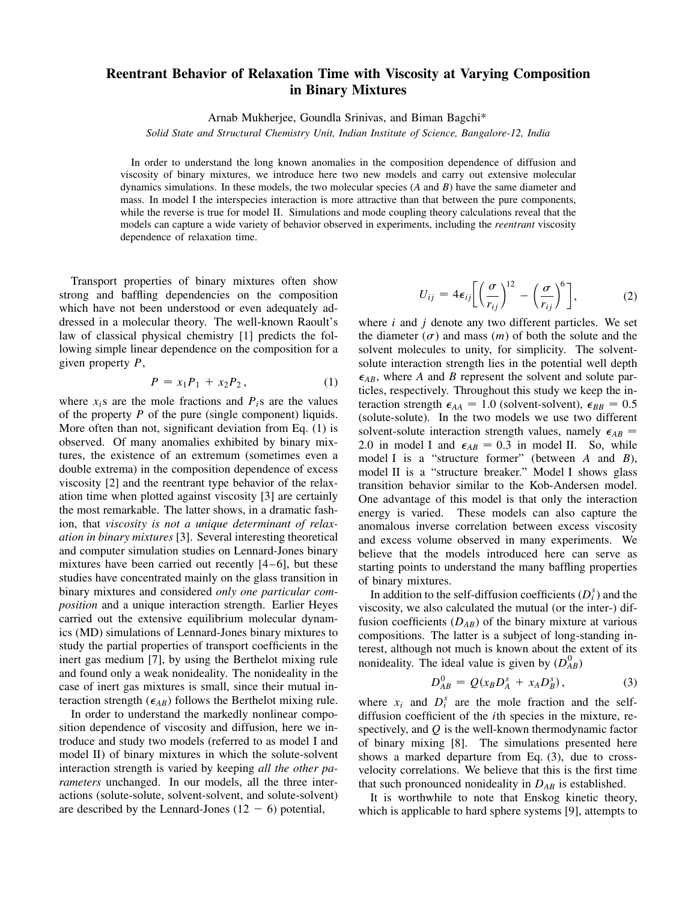# Reentrant Behavior of Relaxation Time with Viscosity at Varying Composition in Binary Mixtures

Arnab Mukherjee, Goundla Srinivas, and Biman Bagchi*

*Solid State and Structural Chemistry Unit, Indian Institute of Science, Bangalore-12, India*

In order to understand the long known anomalies in the composition dependence of diffusion and viscosity of binary mixtures, we introduce here two new models and carry out extensive molecular dynamics simulations. In these models, the two molecular species ($A$ and $B$) have the same diameter and mass. In model I the interspecies interaction is more attractive than that between the pure components, while the reverse is true for model II. Simulations and mode coupling theory calculations reveal that the models can capture a wide variety of behavior observed in experiments, including the *reentrant* viscosity dependence of relaxation time.

Transport properties of binary mixtures often show strong and baffling dependencies on the composition which have not been understood or even adequately addressed in a molecular theory. The well-known Raoult's law of classical physical chemistry [1] predicts the following simple linear dependence on the composition for a given property $P$,

$$P = x_1 P_1 + x_2 P_2 , \tag{1}$$

where $x_i$s are the mole fractions and $P_i$s are the values of the property $P$ of the pure (single component) liquids. More often than not, significant deviation from Eq. (1) is observed. Of many anomalies exhibited by binary mixtures, the existence of an extremum (sometimes even a double extrema) in the composition dependence of excess viscosity [2] and the reentrant type behavior of the relaxation time when plotted against viscosity [3] are certainly the most remarkable. The latter shows, in a dramatic fashion, that *viscosity is not a unique determinant of relaxation in binary mixtures* [3]. Several interesting theoretical and computer simulation studies on Lennard-Jones binary mixtures have been carried out recently [4–6], but these studies have concentrated mainly on the glass transition in binary mixtures and considered *only one particular composition* and a unique interaction strength. Earlier Heyes carried out the extensive equilibrium molecular dynamics (MD) simulations of Lennard-Jones binary mixtures to study the partial properties of transport coefficients in the inert gas medium [7], by using the Berthelot mixing rule and found only a weak nonideality. The nonideality in the case of inert gas mixtures is small, since their mutual interaction strength ($\epsilon_{AB}$) follows the Berthelot mixing rule.

In order to understand the markedly nonlinear composition dependence of viscosity and diffusion, here we introduce and study two models (referred to as model I and model II) of binary mixtures in which the solute-solvent interaction strength is varied by keeping *all the other parameters* unchanged. In our models, all the three interactions (solute-solute, solvent-solvent, and solute-solvent) are described by the Lennard-Jones ($12 - 6$) potential,

$$U_{ij} = 4\epsilon_{ij}\left[\left(\frac{\sigma}{r_{ij}}\right)^{12} - \left(\frac{\sigma}{r_{ij}}\right)^{6}\right], \tag{2}$$

where $i$ and $j$ denote any two different particles. We set the diameter ($\sigma$) and mass ($m$) of both the solute and the solvent molecules to unity, for simplicity. The solvent-solute interaction strength lies in the potential well depth $\epsilon_{AB}$, where $A$ and $B$ represent the solvent and solute particles, respectively. Throughout this study we keep the interaction strength $\epsilon_{AA} = 1.0$ (solvent-solvent), $\epsilon_{BB} = 0.5$ (solute-solute). In the two models we use two different solvent-solute interaction strength values, namely $\epsilon_{AB} = 2.0$ in model I and $\epsilon_{AB} = 0.3$ in model II. So, while model I is a "structure former" (between $A$ and $B$), model II is a "structure breaker." Model I shows glass transition behavior similar to the Kob-Andersen model. One advantage of this model is that only the interaction energy is varied. These models can also capture the anomalous inverse correlation between excess viscosity and excess volume observed in many experiments. We believe that the models introduced here can serve as starting points to understand the many baffling properties of binary mixtures.

In addition to the self-diffusion coefficients ($D_i^s$) and the viscosity, we also calculated the mutual (or the inter-) diffusion coefficients ($D_{AB}$) of the binary mixture at various compositions. The latter is a subject of long-standing interest, although not much is known about the extent of its nonideality. The ideal value is given by ($D_{AB}^0$)

$$D_{AB}^0 = Q(x_B D_A^s + x_A D_B^s), \tag{3}$$

where $x_i$ and $D_i^s$ are the mole fraction and the self-diffusion coefficient of the $i$th species in the mixture, respectively, and $Q$ is the well-known thermodynamic factor of binary mixing [8]. The simulations presented here shows a marked departure from Eq. (3), due to cross-velocity correlations. We believe that this is the first time that such pronounced nonideality in $D_{AB}$ is established.

It is worthwhile to note that Enskog kinetic theory, which is applicable to hard sphere systems [9], attempts to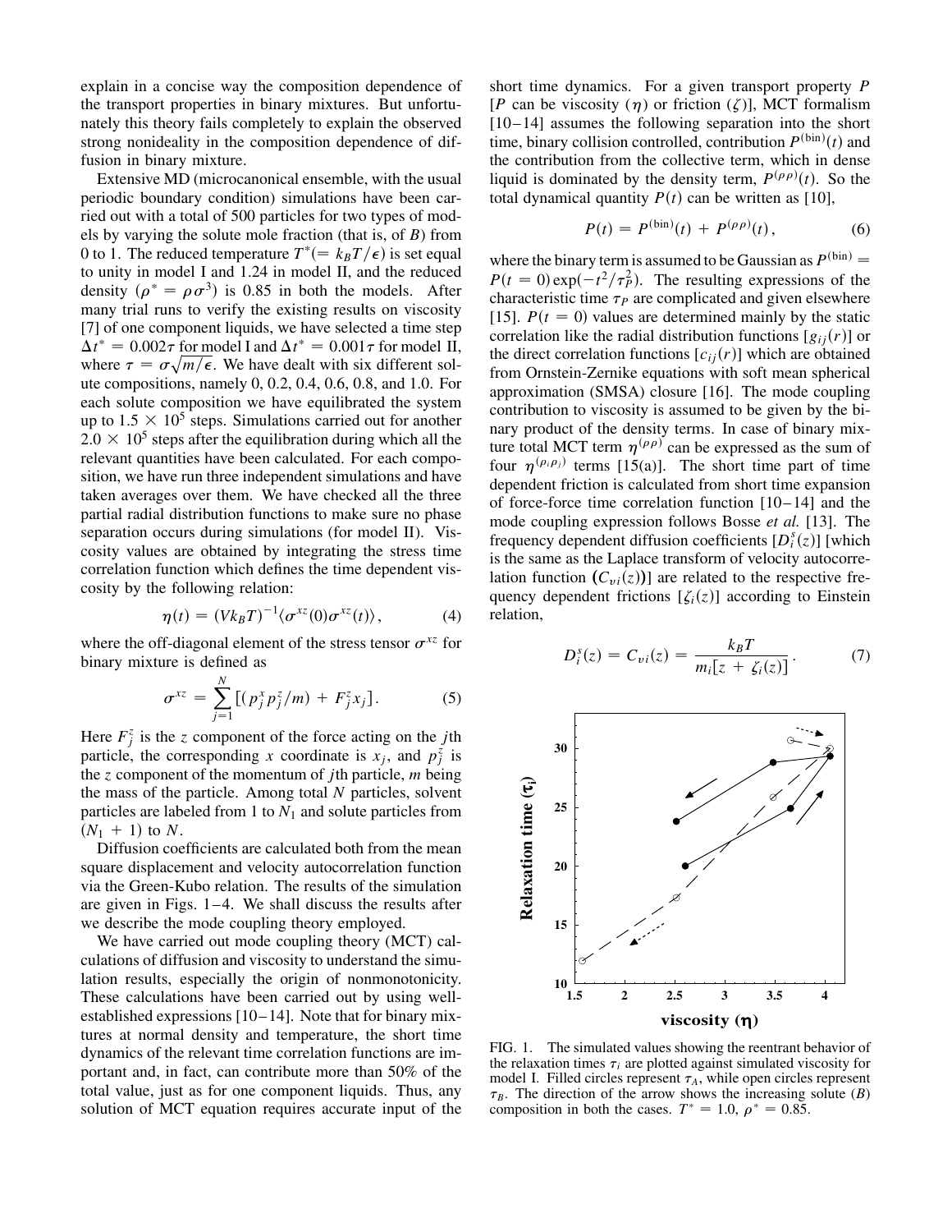explain in a concise way the composition dependence of the transport properties in binary mixtures. But unfortunately this theory fails completely to explain the observed strong nonideality in the composition dependence of diffusion in binary mixture.

Extensive MD (microcanonical ensemble, with the usual periodic boundary condition) simulations have been carried out with a total of 500 particles for two types of models by varying the solute mole fraction (that is, of $B$) from 0 to 1. The reduced temperature $T^*(= k_BT/\epsilon)$ is set equal to unity in model I and 1.24 in model II, and the reduced density ($\rho^* = \rho\sigma^3$) is 0.85 in both the models. After many trial runs to verify the existing results on viscosity [7] of one component liquids, we have selected a time step $\Delta t^* = 0.002\tau$ for model I and $\Delta t^* = 0.001\tau$ for model II, where $\tau = \sigma\sqrt{m/\epsilon}$. We have dealt with six different solute compositions, namely 0, 0.2, 0.4, 0.6, 0.8, and 1.0. For each solute composition we have equilibrated the system up to $1.5 \times 10^5$ steps. Simulations carried out for another $2.0 \times 10^5$ steps after the equilibration during which all the relevant quantities have been calculated. For each composition, we have run three independent simulations and have taken averages over them. We have checked all the three partial radial distribution functions to make sure no phase separation occurs during simulations (for model II). Viscosity values are obtained by integrating the stress time correlation function which defines the time dependent viscosity by the following relation:

$$\eta(t) = (Vk_BT)^{-1}\langle\sigma^{xz}(0)\sigma^{xz}(t)\rangle, \tag{4}$$

where the off-diagonal element of the stress tensor $\sigma^{xz}$ for binary mixture is defined as

$$\sigma^{xz} = \sum_{j=1}^{N}[(p_j^x p_j^z/m) + F_j^z x_j]. \tag{5}$$

Here $F_j^z$ is the $z$ component of the force acting on the $j$th particle, the corresponding $x$ coordinate is $x_j$, and $p_j^z$ is the $z$ component of the momentum of $j$th particle, $m$ being the mass of the particle. Among total $N$ particles, solvent particles are labeled from 1 to $N_1$ and solute particles from $(N_1 + 1)$ to $N$.

Diffusion coefficients are calculated both from the mean square displacement and velocity autocorrelation function via the Green-Kubo relation. The results of the simulation are given in Figs. 1–4. We shall discuss the results after we describe the mode coupling theory employed.

We have carried out mode coupling theory (MCT) calculations of diffusion and viscosity to understand the simulation results, especially the origin of nonmonotonicity. These calculations have been carried out by using well-established expressions [10–14]. Note that for binary mixtures at normal density and temperature, the short time dynamics of the relevant time correlation functions are important and, in fact, can contribute more than 50% of the total value, just as for one component liquids. Thus, any solution of MCT equation requires accurate input of the short time dynamics. For a given transport property $P$ [$P$ can be viscosity ($\eta$) or friction ($\zeta$)], MCT formalism [10–14] assumes the following separation into the short time, binary collision controlled, contribution $P^{(\mathrm{bin})}(t)$ and the contribution from the collective term, which in dense liquid is dominated by the density term, $P^{(\rho\rho)}(t)$. So the total dynamical quantity $P(t)$ can be written as [10],

$$P(t) = P^{(\mathrm{bin})}(t) + P^{(\rho\rho)}(t), \tag{6}$$

where the binary term is assumed to be Gaussian as $P^{(\mathrm{bin})} = P(t = 0)\exp(-t^2/\tau_P^2)$. The resulting expressions of the characteristic time $\tau_P$ are complicated and given elsewhere [15]. $P(t = 0)$ values are determined mainly by the static correlation like the radial distribution functions [$g_{ij}(r)$] or the direct correlation functions [$c_{ij}(r)$] which are obtained from Ornstein-Zernike equations with soft mean spherical approximation (SMSA) closure [16]. The mode coupling contribution to viscosity is assumed to be given by the binary product of the density terms. In case of binary mixture total MCT term $\eta^{(\rho\rho)}$ can be expressed as the sum of four $\eta^{(\rho_i\rho_j)}$ terms [15(a)]. The short time part of time dependent friction is calculated from short time expansion of force-force time correlation function [10–14] and the mode coupling expression follows Bosse *et al.* [13]. The frequency dependent diffusion coefficients [$D_i^s(z)$] [which is the same as the Laplace transform of velocity autocorrelation function ($C_{vi}(z)$)] are related to the respective frequency dependent frictions [$\zeta_i(z)$] according to Einstein relation,

$$D_i^s(z) = C_{vi}(z) = \frac{k_BT}{m_i[z + \zeta_i(z)]}. \tag{7}$$

FIG. 1. The simulated values showing the reentrant behavior of the relaxation times $\tau_i$ are plotted against simulated viscosity for model I. Filled circles represent $\tau_A$, while open circles represent $\tau_B$. The direction of the arrow shows the increasing solute ($B$) composition in both the cases. $T^* = 1.0$, $\rho^* = 0.85$.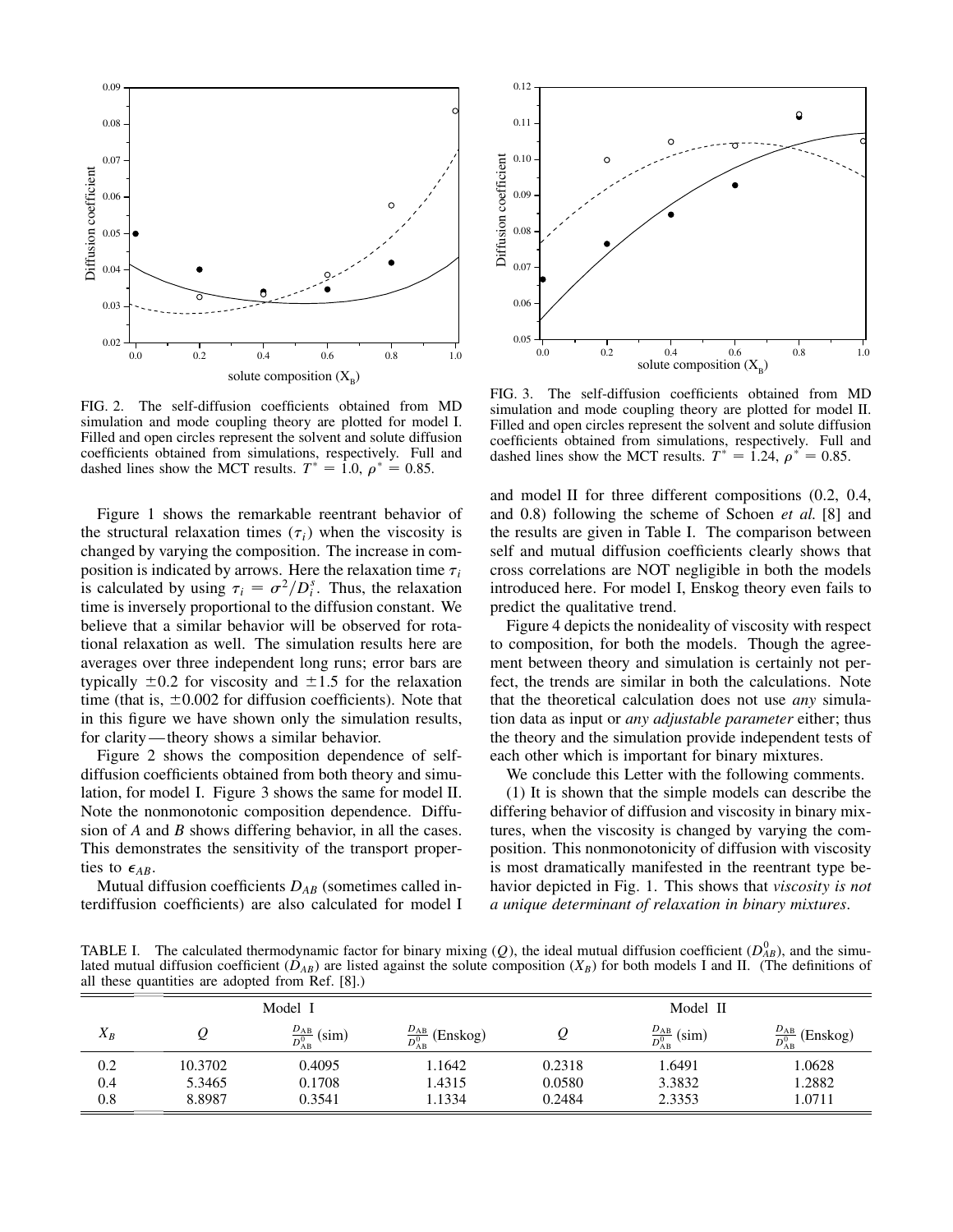FIG. 2. The self-diffusion coefficients obtained from MD simulation and mode coupling theory are plotted for model I. Filled and open circles represent the solvent and solute diffusion coefficients obtained from simulations, respectively. Full and dashed lines show the MCT results. $T^* = 1.0$, $\rho^* = 0.85$.

FIG. 3. The self-diffusion coefficients obtained from MD simulation and mode coupling theory are plotted for model II. Filled and open circles represent the solvent and solute diffusion coefficients obtained from simulations, respectively. Full and dashed lines show the MCT results. $T^* = 1.24$, $\rho^* = 0.85$.

Figure 1 shows the remarkable reentrant behavior of the structural relaxation times ($\tau_i$) when the viscosity is changed by varying the composition. The increase in composition is indicated by arrows. Here the relaxation time $\tau_i$ is calculated by using $\tau_i = \sigma^2/D_i^s$. Thus, the relaxation time is inversely proportional to the diffusion constant. We believe that a similar behavior will be observed for rotational relaxation as well. The simulation results here are averages over three independent long runs; error bars are typically $\pm 0.2$ for viscosity and $\pm 1.5$ for the relaxation time (that is, $\pm 0.002$ for diffusion coefficients). Note that in this figure we have shown only the simulation results, for clarity—theory shows a similar behavior.

Figure 2 shows the composition dependence of self-diffusion coefficients obtained from both theory and simulation, for model I. Figure 3 shows the same for model II. Note the nonmonotonic composition dependence. Diffusion of $A$ and $B$ shows differing behavior, in all the cases. This demonstrates the sensitivity of the transport properties to $\epsilon_{AB}$.

Mutual diffusion coefficients $D_{AB}$ (sometimes called interdiffusion coefficients) are also calculated for model I and model II for three different compositions (0.2, 0.4, and 0.8) following the scheme of Schoen *et al.* [8] and the results are given in Table I. The comparison between self and mutual diffusion coefficients clearly shows that cross correlations are NOT negligible in both the models introduced here. For model I, Enskog theory even fails to predict the qualitative trend.

Figure 4 depicts the nonideality of viscosity with respect to composition, for both the models. Though the agreement between theory and simulation is certainly not perfect, the trends are similar in both the calculations. Note that the theoretical calculation does not use *any* simulation data as input or *any adjustable parameter* either; thus the theory and the simulation provide independent tests of each other which is important for binary mixtures.

We conclude this Letter with the following comments.

(1) It is shown that the simple models can describe the differing behavior of diffusion and viscosity in binary mixtures, when the viscosity is changed by varying the composition. This nonmonotonicity of diffusion with viscosity is most dramatically manifested in the reentrant type behavior depicted in Fig. 1. This shows that *viscosity is not a unique determinant of relaxation in binary mixtures*.

TABLE I. The calculated thermodynamic factor for binary mixing ($Q$), the ideal mutual diffusion coefficient ($D_{AB}^0$), and the simulated mutual diffusion coefficient ($D_{AB}$) are listed against the solute composition ($X_B$) for both models I and II. (The definitions of all these quantities are adopted from Ref. [8].)

| | Model I | | | Model II | | |
|---|---|---|---|---|---|---|
| $X_B$ | $Q$ | $\frac{D_{AB}}{D_{AB}^0}$ (sim) | $\frac{D_{AB}}{D_{AB}^0}$ (Enskog) | $Q$ | $\frac{D_{AB}}{D_{AB}^0}$ (sim) | $\frac{D_{AB}}{D_{AB}^0}$ (Enskog) |
| 0.2 | 10.3702 | 0.4095 | 1.1642 | 0.2318 | 1.6491 | 1.0628 |
| 0.4 | 5.3465 | 0.1708 | 1.4315 | 0.0580 | 3.3832 | 1.2882 |
| 0.8 | 8.8987 | 0.3541 | 1.1334 | 0.2484 | 2.3353 | 1.0711 |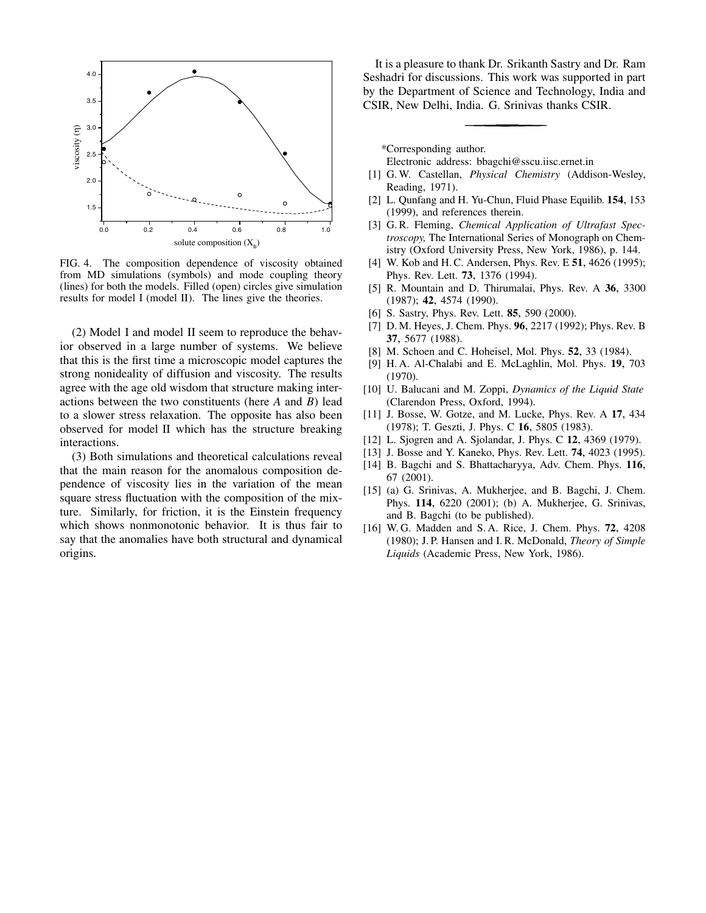4.0
3.5
3.0
2.5
2.0
1.5
viscosity (η)
0.0
0.2
0.4
0.6
0.8
1.0
solute composition ($X_B$)

FIG. 4. The composition dependence of viscosity obtained from MD simulations (symbols) and mode coupling theory (lines) for both the models. Filled (open) circles give simulation results for model I (model II). The lines give the theories.

(2) Model I and model II seem to reproduce the behavior observed in a large number of systems. We believe that this is the first time a microscopic model captures the strong nonideality of diffusion and viscosity. The results agree with the age old wisdom that structure making interactions between the two constituents (here *A* and *B*) lead to a slower stress relaxation. The opposite has also been observed for model II which has the structure breaking interactions.

(3) Both simulations and theoretical calculations reveal that the main reason for the anomalous composition dependence of viscosity lies in the variation of the mean square stress fluctuation with the composition of the mixture. Similarly, for friction, it is the Einstein frequency which shows nonmonotonic behavior. It is thus fair to say that the anomalies have both structural and dynamical origins.

It is a pleasure to thank Dr. Srikanth Sastry and Dr. Ram Seshadri for discussions. This work was supported in part by the Department of Science and Technology, India and CSIR, New Delhi, India. G. Srinivas thanks CSIR.

---

*Corresponding author.
Electronic address: bbagchi@sscu.iisc.ernet.in

[1] G. W. Castellan, *Physical Chemistry* (Addison-Wesley, Reading, 1971).

[2] L. Qunfang and H. Yu-Chun, Fluid Phase Equilib. **154**, 153 (1999), and references therein.

[3] G. R. Fleming, *Chemical Application of Ultrafast Spectroscopy,* The International Series of Monograph on Chemistry (Oxford University Press, New York, 1986), p. 144.

[4] W. Kob and H. C. Andersen, Phys. Rev. E **51**, 4626 (1995); Phys. Rev. Lett. **73**, 1376 (1994).

[5] R. Mountain and D. Thirumalai, Phys. Rev. A **36**, 3300 (1987); **42**, 4574 (1990).

[6] S. Sastry, Phys. Rev. Lett. **85**, 590 (2000).

[7] D. M. Heyes, J. Chem. Phys. **96**, 2217 (1992); Phys. Rev. B **37**, 5677 (1988).

[8] M. Schoen and C. Hoheisel, Mol. Phys. **52**, 33 (1984).

[9] H. A. Al-Chalabi and E. McLaghlin, Mol. Phys. **19**, 703 (1970).

[10] U. Balucani and M. Zoppi, *Dynamics of the Liquid State* (Clarendon Press, Oxford, 1994).

[11] J. Bosse, W. Gotze, and M. Lucke, Phys. Rev. A **17**, 434 (1978); T. Geszti, J. Phys. C **16**, 5805 (1983).

[12] L. Sjogren and A. Sjolandar, J. Phys. C **12**, 4369 (1979).

[13] J. Bosse and Y. Kaneko, Phys. Rev. Lett. **74**, 4023 (1995).

[14] B. Bagchi and S. Bhattacharyya, Adv. Chem. Phys. **116**, 67 (2001).

[15] (a) G. Srinivas, A. Mukherjee, and B. Bagchi, J. Chem. Phys. **114**, 6220 (2001); (b) A. Mukherjee, G. Srinivas, and B. Bagchi (to be published).

[16] W. G. Madden and S. A. Rice, J. Chem. Phys. **72**, 4208 (1980); J. P. Hansen and I. R. McDonald, *Theory of Simple Liquids* (Academic Press, New York, 1986).